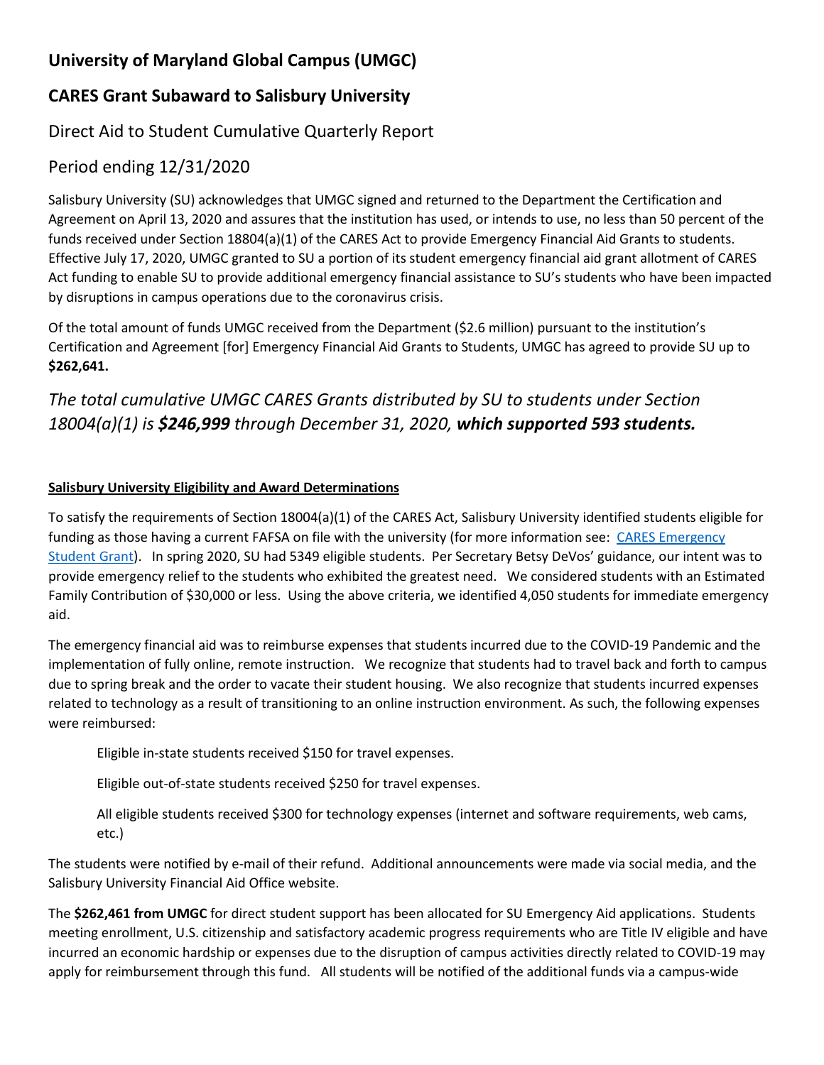# University of Maryland Global Campus (UMGC)

## CARES Grant Subaward to Salisbury University

### Direct Aid to Student Cumulative Quarterly Report

### Period ending 12/31/2020

Salisbury University (SU) acknowledges that UMGC signed and returned to the Department the Certification and Agreement on April 13, 2020 and assures that the institution has used, or intends to use, no less than 50 percent of the funds received under Section 18804(a)(1) of the CARES Act to provide Emergency Financial Aid Grants to students. Effective July 17, 2020, UMGC granted to SU a portion of its student emergency financial aid grant allotment of CARES Act funding to enable SU to provide additional emergency financial assistance to SU's students who have been impacted by disruptions in campus operations due to the coronavirus crisis.

Of the total amount of funds UMGC received from the Department ($2.6 million) pursuant to the institution's Certification and Agreement [for] Emergency Financial Aid Grants to Students, UMGC has agreed to provide SU up to **$262,641.**

*The total cumulative UMGC CARES Grants distributed by SU to students under Section 18004(a)(1) is **$246,999** through December 31, 2020, **which supported 593 students.***

**Salisbury University Eligibility and Award Determinations**

To satisfy the requirements of Section 18004(a)(1) of the CARES Act, Salisbury University identified students eligible for funding as those having a current FAFSA on file with the university (for more information see: CARES Emergency Student Grant). In spring 2020, SU had 5349 eligible students. Per Secretary Betsy DeVos' guidance, our intent was to provide emergency relief to the students who exhibited the greatest need. We considered students with an Estimated Family Contribution of $30,000 or less. Using the above criteria, we identified 4,050 students for immediate emergency aid.

The emergency financial aid was to reimburse expenses that students incurred due to the COVID-19 Pandemic and the implementation of fully online, remote instruction. We recognize that students had to travel back and forth to campus due to spring break and the order to vacate their student housing. We also recognize that students incurred expenses related to technology as a result of transitioning to an online instruction environment. As such, the following expenses were reimbursed:

Eligible in-state students received $150 for travel expenses.

Eligible out-of-state students received $250 for travel expenses.

All eligible students received $300 for technology expenses (internet and software requirements, web cams, etc.)

The students were notified by e-mail of their refund. Additional announcements were made via social media, and the Salisbury University Financial Aid Office website.

The **$262,461 from UMGC** for direct student support has been allocated for SU Emergency Aid applications. Students meeting enrollment, U.S. citizenship and satisfactory academic progress requirements who are Title IV eligible and have incurred an economic hardship or expenses due to the disruption of campus activities directly related to COVID-19 may apply for reimbursement through this fund. All students will be notified of the additional funds via a campus-wide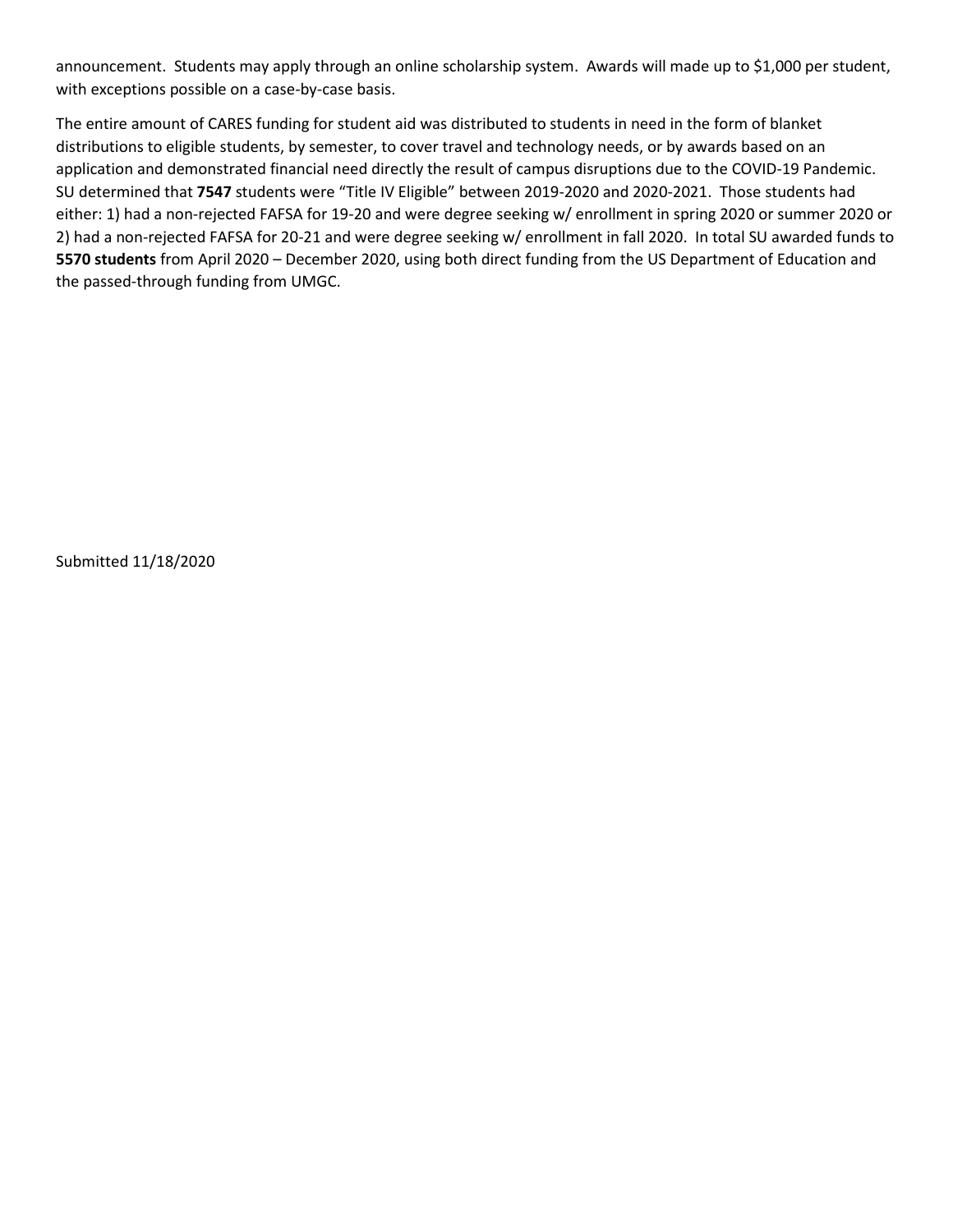announcement. Students may apply through an online scholarship system. Awards will made up to $1,000 per student, with exceptions possible on a case-by-case basis.

The entire amount of CARES funding for student aid was distributed to students in need in the form of blanket distributions to eligible students, by semester, to cover travel and technology needs, or by awards based on an application and demonstrated financial need directly the result of campus disruptions due to the COVID-19 Pandemic. SU determined that **7547** students were "Title IV Eligible" between 2019-2020 and 2020-2021. Those students had either: 1) had a non-rejected FAFSA for 19-20 and were degree seeking w/ enrollment in spring 2020 or summer 2020 or 2) had a non-rejected FAFSA for 20-21 and were degree seeking w/ enrollment in fall 2020. In total SU awarded funds to **5570 students** from April 2020 – December 2020, using both direct funding from the US Department of Education and the passed-through funding from UMGC.

Submitted 11/18/2020